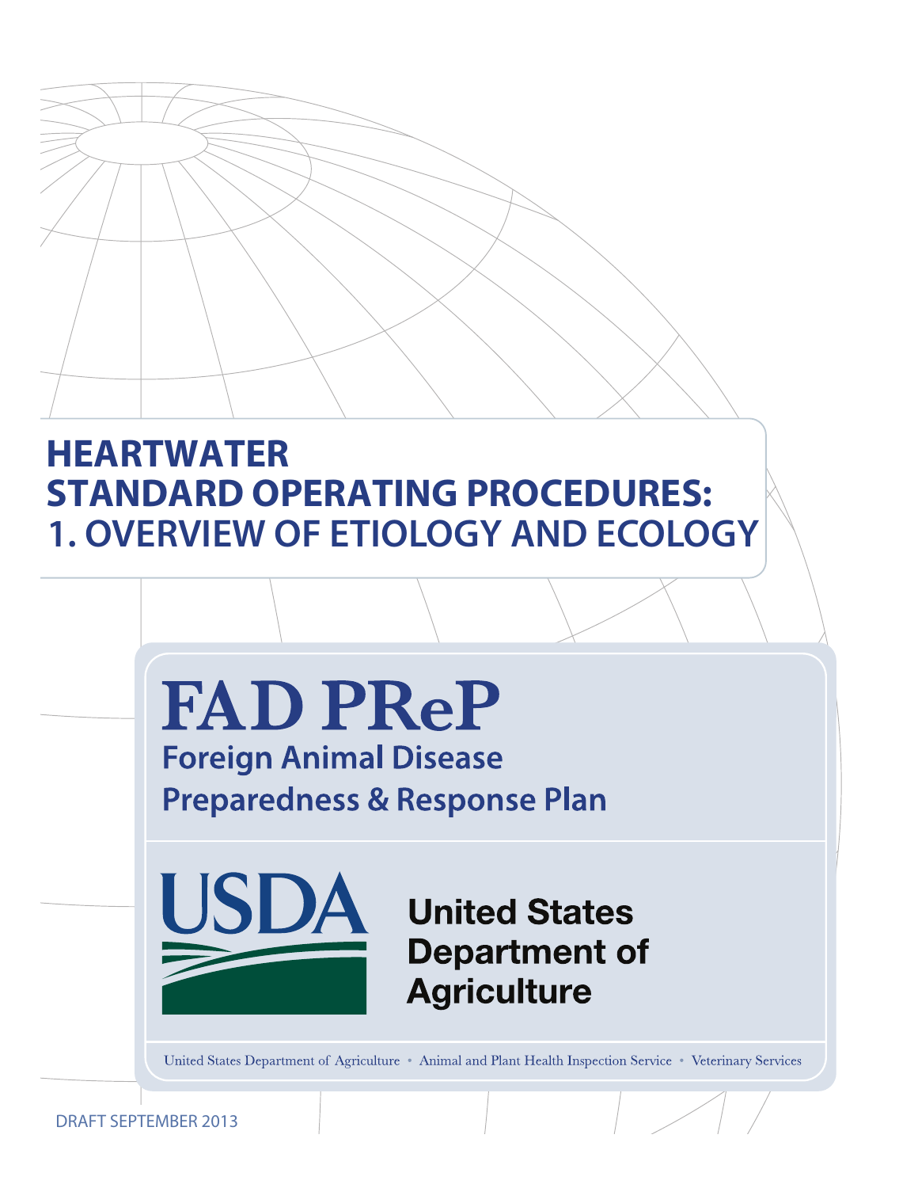# HEARTWATER STANDARD OPERATING PROCEDURES: 1. OVERVIEW OF ETIOLOGY AND ECOLOGY

## FAD PReP

**Foreign Animal Disease Preparedness & Response Plan**

**USDA**

**United States Department of Agriculture**

United States Department of Agriculture • Animal and Plant Health Inspection Service • Veterinary Services

DRAFT SEPTEMBER 2013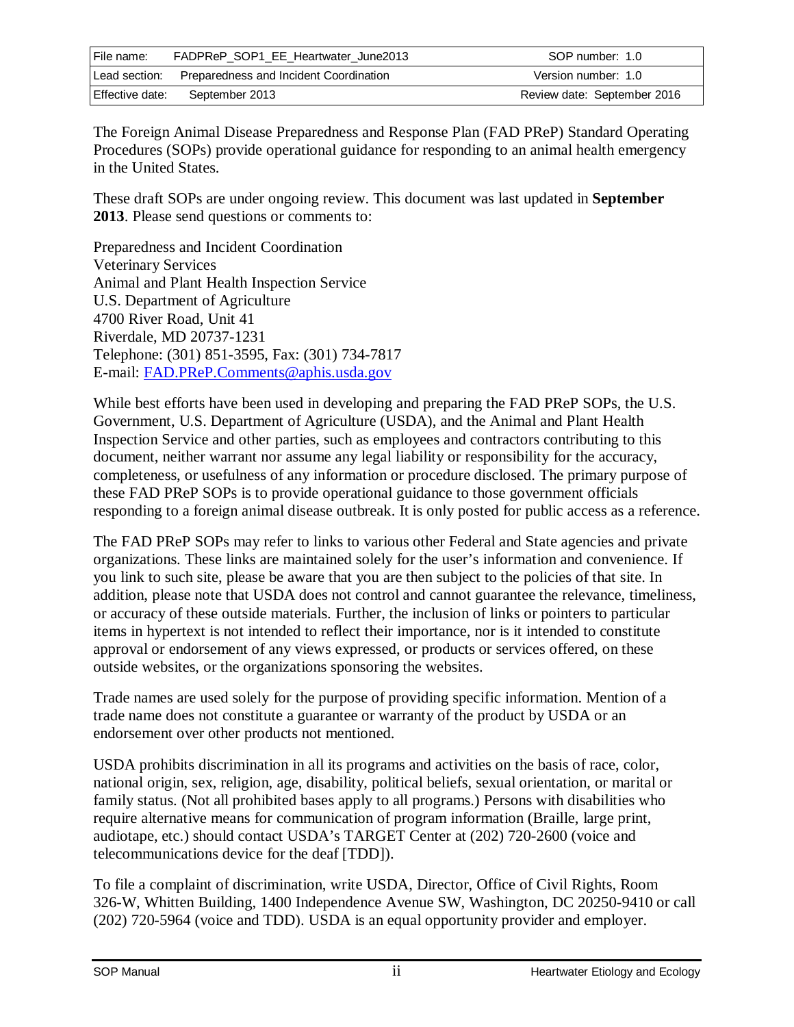| File name: | FADPReP_SOP1_EE_Heartwater_June2013 | SOP number: 1.0 |
| --- | --- | --- |
| Lead section: | Preparedness and Incident Coordination | Version number: 1.0 |
| Effective date: | September 2013 | Review date: September 2016 |

The Foreign Animal Disease Preparedness and Response Plan (FAD PReP) Standard Operating Procedures (SOPs) provide operational guidance for responding to an animal health emergency in the United States.

These draft SOPs are under ongoing review. This document was last updated in **September 2013**. Please send questions or comments to:

Preparedness and Incident Coordination  
Veterinary Services  
Animal and Plant Health Inspection Service  
U.S. Department of Agriculture  
4700 River Road, Unit 41  
Riverdale, MD 20737-1231  
Telephone: (301) 851-3595, Fax: (301) 734-7817  
E-mail: FAD.PReP.Comments@aphis.usda.gov

While best efforts have been used in developing and preparing the FAD PReP SOPs, the U.S. Government, U.S. Department of Agriculture (USDA), and the Animal and Plant Health Inspection Service and other parties, such as employees and contractors contributing to this document, neither warrant nor assume any legal liability or responsibility for the accuracy, completeness, or usefulness of any information or procedure disclosed. The primary purpose of these FAD PReP SOPs is to provide operational guidance to those government officials responding to a foreign animal disease outbreak. It is only posted for public access as a reference.

The FAD PReP SOPs may refer to links to various other Federal and State agencies and private organizations. These links are maintained solely for the user's information and convenience. If you link to such site, please be aware that you are then subject to the policies of that site. In addition, please note that USDA does not control and cannot guarantee the relevance, timeliness, or accuracy of these outside materials. Further, the inclusion of links or pointers to particular items in hypertext is not intended to reflect their importance, nor is it intended to constitute approval or endorsement of any views expressed, or products or services offered, on these outside websites, or the organizations sponsoring the websites.

Trade names are used solely for the purpose of providing specific information. Mention of a trade name does not constitute a guarantee or warranty of the product by USDA or an endorsement over other products not mentioned.

USDA prohibits discrimination in all its programs and activities on the basis of race, color, national origin, sex, religion, age, disability, political beliefs, sexual orientation, or marital or family status. (Not all prohibited bases apply to all programs.) Persons with disabilities who require alternative means for communication of program information (Braille, large print, audiotape, etc.) should contact USDA's TARGET Center at (202) 720-2600 (voice and telecommunications device for the deaf [TDD]).

To file a complaint of discrimination, write USDA, Director, Office of Civil Rights, Room 326-W, Whitten Building, 1400 Independence Avenue SW, Washington, DC 20250-9410 or call (202) 720-5964 (voice and TDD). USDA is an equal opportunity provider and employer.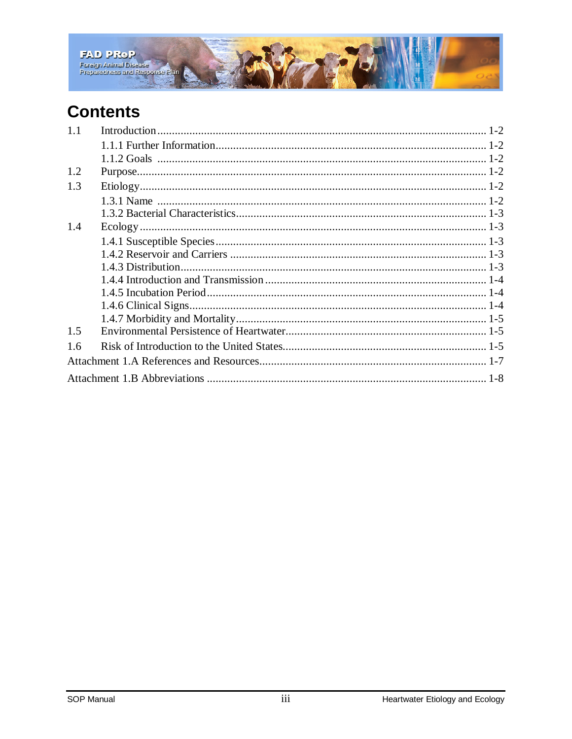# Contents

1.1 Introduction ........................................................ 1-2
- 1.1.1 Further Information ........................................ 1-2
- 1.1.2 Goals ........................................................ 1-2

1.2 Purpose ............................................................. 1-2

1.3 Etiology ............................................................ 1-2
- 1.3.1 Name ......................................................... 1-2
- 1.3.2 Bacterial Characteristics ................................. 1-3

1.4 Ecology ............................................................. 1-3
- 1.4.1 Susceptible Species ......................................... 1-3
- 1.4.2 Reservoir and Carriers ..................................... 1-3
- 1.4.3 Distribution ................................................. 1-3
- 1.4.4 Introduction and Transmission ........................... 1-4
- 1.4.5 Incubation Period ........................................... 1-4
- 1.4.6 Clinical Signs ................................................ 1-4
- 1.4.7 Morbidity and Mortality ................................... 1-5

1.5 Environmental Persistence of Heartwater ........................ 1-5

1.6 Risk of Introduction to the United States ........................ 1-5

Attachment 1.A References and Resources ............................. 1-7

Attachment 1.B Abbreviations ........................................... 1-8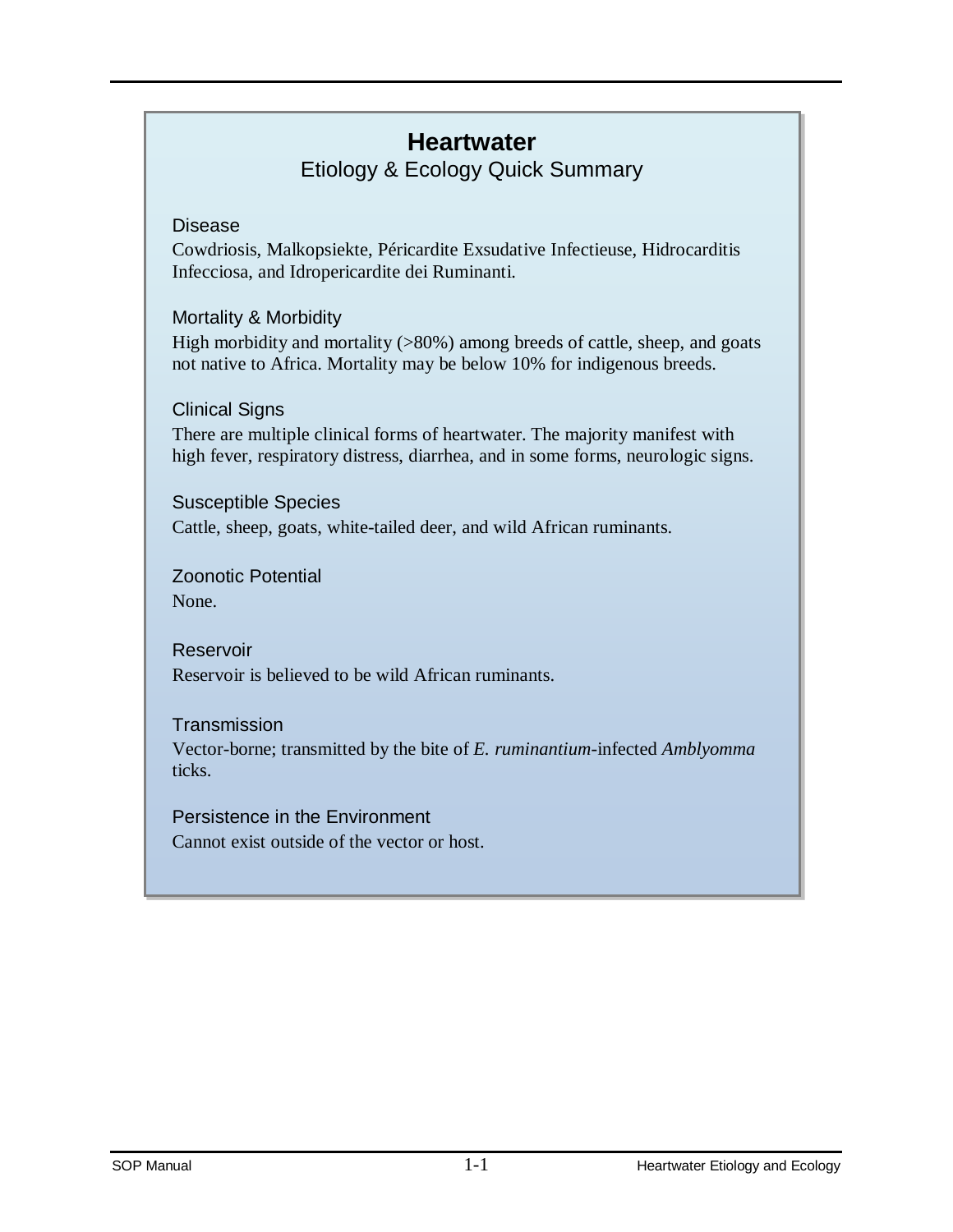# Heartwater

## Etiology & Ecology Quick Summary

### Disease

Cowdriosis, Malkopsiekte, Péricardite Exsudative Infectieuse, Hidrocarditis Infecciosa, and Idropericardite dei Ruminanti.

### Mortality & Morbidity

High morbidity and mortality (>80%) among breeds of cattle, sheep, and goats not native to Africa. Mortality may be below 10% for indigenous breeds.

### Clinical Signs

There are multiple clinical forms of heartwater. The majority manifest with high fever, respiratory distress, diarrhea, and in some forms, neurologic signs.

### Susceptible Species

Cattle, sheep, goats, white-tailed deer, and wild African ruminants.

### Zoonotic Potential

None.

### Reservoir

Reservoir is believed to be wild African ruminants.

### Transmission

Vector-borne; transmitted by the bite of *E. ruminantium*-infected *Amblyomma* ticks.

### Persistence in the Environment

Cannot exist outside of the vector or host.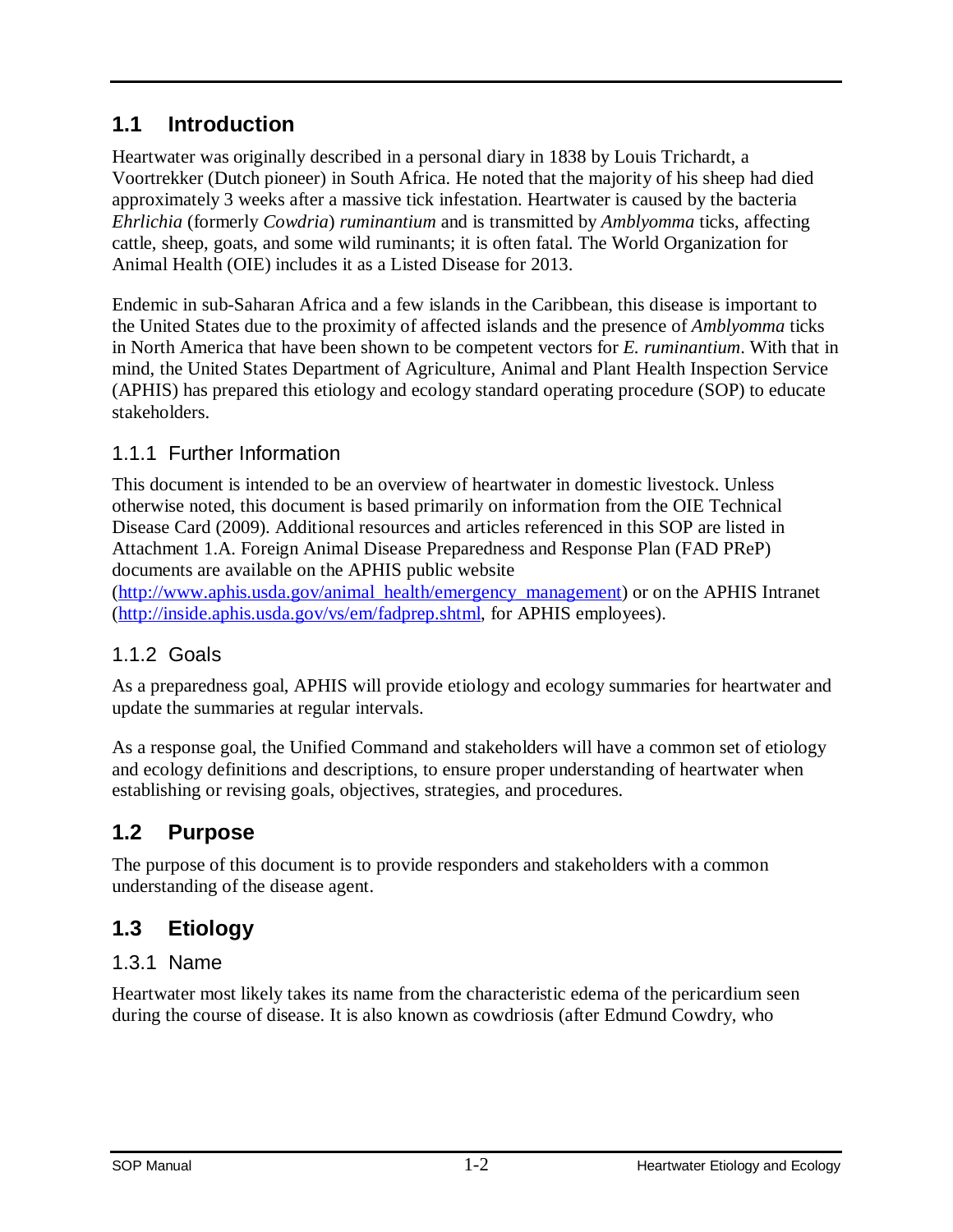## 1.1 Introduction

Heartwater was originally described in a personal diary in 1838 by Louis Trichardt, a Voortrekker (Dutch pioneer) in South Africa. He noted that the majority of his sheep had died approximately 3 weeks after a massive tick infestation. Heartwater is caused by the bacteria *Ehrlichia* (formerly *Cowdria*) *ruminantium* and is transmitted by *Amblyomma* ticks, affecting cattle, sheep, goats, and some wild ruminants; it is often fatal. The World Organization for Animal Health (OIE) includes it as a Listed Disease for 2013.

Endemic in sub-Saharan Africa and a few islands in the Caribbean, this disease is important to the United States due to the proximity of affected islands and the presence of *Amblyomma* ticks in North America that have been shown to be competent vectors for *E. ruminantium*. With that in mind, the United States Department of Agriculture, Animal and Plant Health Inspection Service (APHIS) has prepared this etiology and ecology standard operating procedure (SOP) to educate stakeholders.

### 1.1.1 Further Information

This document is intended to be an overview of heartwater in domestic livestock. Unless otherwise noted, this document is based primarily on information from the OIE Technical Disease Card (2009). Additional resources and articles referenced in this SOP are listed in Attachment 1.A. Foreign Animal Disease Preparedness and Response Plan (FAD PReP) documents are available on the APHIS public website (http://www.aphis.usda.gov/animal_health/emergency_management) or on the APHIS Intranet (http://inside.aphis.usda.gov/vs/em/fadprep.shtml, for APHIS employees).

### 1.1.2 Goals

As a preparedness goal, APHIS will provide etiology and ecology summaries for heartwater and update the summaries at regular intervals.

As a response goal, the Unified Command and stakeholders will have a common set of etiology and ecology definitions and descriptions, to ensure proper understanding of heartwater when establishing or revising goals, objectives, strategies, and procedures.

## 1.2 Purpose

The purpose of this document is to provide responders and stakeholders with a common understanding of the disease agent.

## 1.3 Etiology

### 1.3.1 Name

Heartwater most likely takes its name from the characteristic edema of the pericardium seen during the course of disease. It is also known as cowdriosis (after Edmund Cowdry, who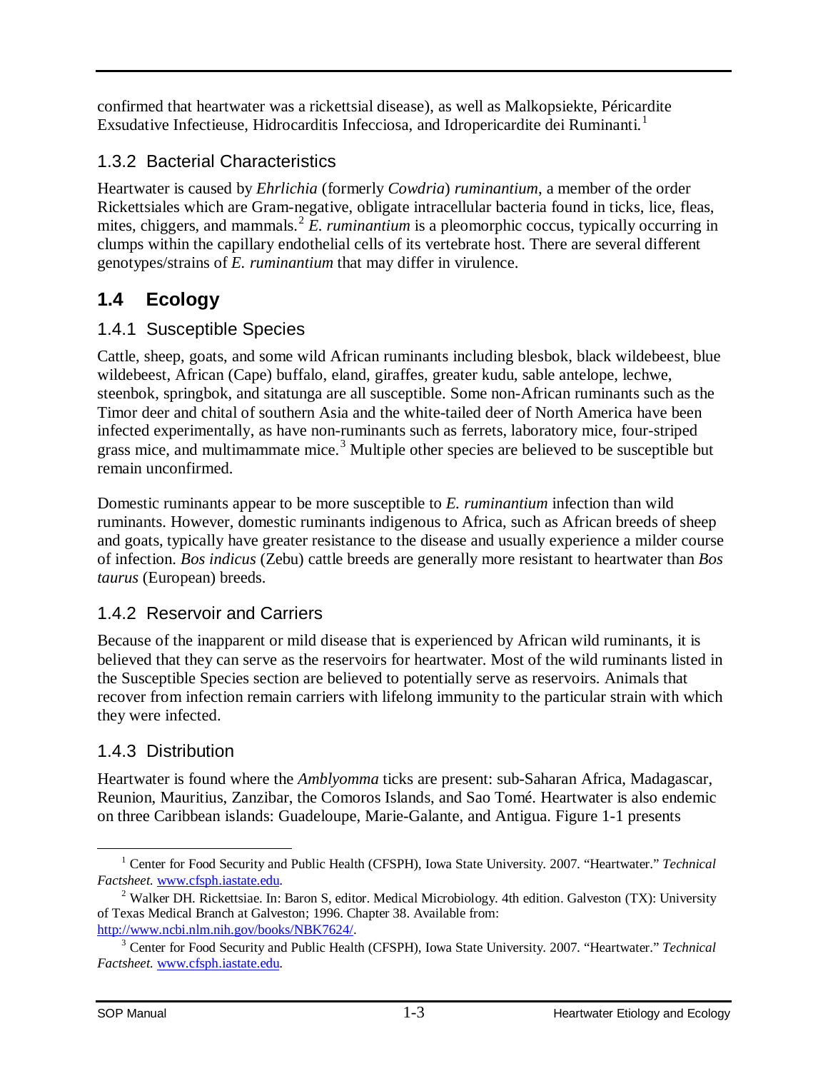confirmed that heartwater was a rickettsial disease), as well as Malkopsiekte, Péricardite Exsudative Infectieuse, Hidrocarditis Infecciosa, and Idropericardite dei Ruminanti.[1]

### 1.3.2 Bacterial Characteristics

Heartwater is caused by *Ehrlichia* (formerly *Cowdria*) *ruminantium*, a member of the order Rickettsiales which are Gram-negative, obligate intracellular bacteria found in ticks, lice, fleas, mites, chiggers, and mammals.[2] *E. ruminantium* is a pleomorphic coccus, typically occurring in clumps within the capillary endothelial cells of its vertebrate host. There are several different genotypes/strains of *E. ruminantium* that may differ in virulence.

## 1.4 Ecology

### 1.4.1 Susceptible Species

Cattle, sheep, goats, and some wild African ruminants including blesbok, black wildebeest, blue wildebeest, African (Cape) buffalo, eland, giraffes, greater kudu, sable antelope, lechwe, steenbok, springbok, and sitatunga are all susceptible. Some non-African ruminants such as the Timor deer and chital of southern Asia and the white-tailed deer of North America have been infected experimentally, as have non-ruminants such as ferrets, laboratory mice, four-striped grass mice, and multimammate mice.[3] Multiple other species are believed to be susceptible but remain unconfirmed.

Domestic ruminants appear to be more susceptible to *E. ruminantium* infection than wild ruminants. However, domestic ruminants indigenous to Africa, such as African breeds of sheep and goats, typically have greater resistance to the disease and usually experience a milder course of infection. *Bos indicus* (Zebu) cattle breeds are generally more resistant to heartwater than *Bos taurus* (European) breeds.

### 1.4.2 Reservoir and Carriers

Because of the inapparent or mild disease that is experienced by African wild ruminants, it is believed that they can serve as the reservoirs for heartwater. Most of the wild ruminants listed in the Susceptible Species section are believed to potentially serve as reservoirs. Animals that recover from infection remain carriers with lifelong immunity to the particular strain with which they were infected.

### 1.4.3 Distribution

Heartwater is found where the *Amblyomma* ticks are present: sub-Saharan Africa, Madagascar, Reunion, Mauritius, Zanzibar, the Comoros Islands, and Sao Tomé. Heartwater is also endemic on three Caribbean islands: Guadeloupe, Marie-Galante, and Antigua. Figure 1-1 presents

---

[1] Center for Food Security and Public Health (CFSPH), Iowa State University. 2007. "Heartwater." *Technical Factsheet.* www.cfsph.iastate.edu.

[2] Walker DH. Rickettsiae. In: Baron S, editor. Medical Microbiology. 4th edition. Galveston (TX): University of Texas Medical Branch at Galveston; 1996. Chapter 38. Available from: http://www.ncbi.nlm.nih.gov/books/NBK7624/.

[3] Center for Food Security and Public Health (CFSPH), Iowa State University. 2007. "Heartwater." *Technical Factsheet.* www.cfsph.iastate.edu.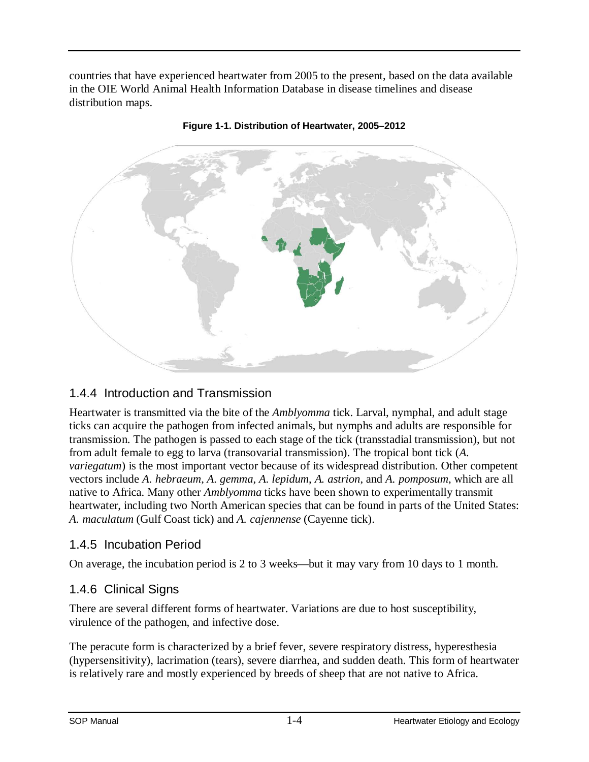countries that have experienced heartwater from 2005 to the present, based on the data available in the OIE World Animal Health Information Database in disease timelines and disease distribution maps.

**Figure 1-1. Distribution of Heartwater, 2005–2012**

## 1.4.4 Introduction and Transmission

Heartwater is transmitted via the bite of the *Amblyomma* tick. Larval, nymphal, and adult stage ticks can acquire the pathogen from infected animals, but nymphs and adults are responsible for transmission. The pathogen is passed to each stage of the tick (transstadial transmission), but not from adult female to egg to larva (transovarial transmission). The tropical bont tick (*A. variegatum*) is the most important vector because of its widespread distribution. Other competent vectors include *A. hebraeum*, *A. gemma*, *A. lepidum*, *A. astrion*, and *A. pomposum*, which are all native to Africa. Many other *Amblyomma* ticks have been shown to experimentally transmit heartwater, including two North American species that can be found in parts of the United States: *A. maculatum* (Gulf Coast tick) and *A. cajennense* (Cayenne tick).

## 1.4.5 Incubation Period

On average, the incubation period is 2 to 3 weeks—but it may vary from 10 days to 1 month.

## 1.4.6 Clinical Signs

There are several different forms of heartwater. Variations are due to host susceptibility, virulence of the pathogen, and infective dose.

The peracute form is characterized by a brief fever, severe respiratory distress, hyperesthesia (hypersensitivity), lacrimation (tears), severe diarrhea, and sudden death. This form of heartwater is relatively rare and mostly experienced by breeds of sheep that are not native to Africa.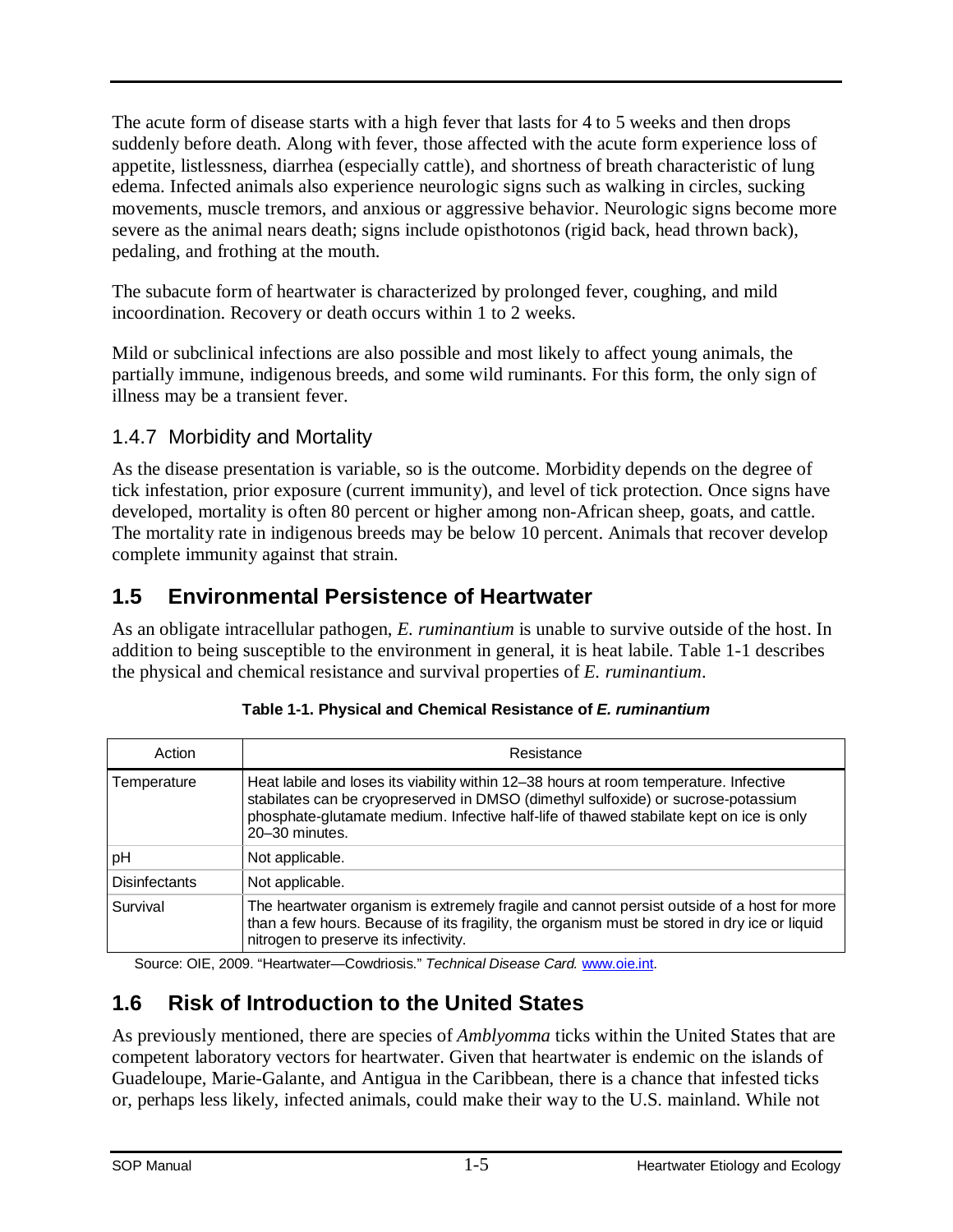The acute form of disease starts with a high fever that lasts for 4 to 5 weeks and then drops suddenly before death. Along with fever, those affected with the acute form experience loss of appetite, listlessness, diarrhea (especially cattle), and shortness of breath characteristic of lung edema. Infected animals also experience neurologic signs such as walking in circles, sucking movements, muscle tremors, and anxious or aggressive behavior. Neurologic signs become more severe as the animal nears death; signs include opisthotonos (rigid back, head thrown back), pedaling, and frothing at the mouth.

The subacute form of heartwater is characterized by prolonged fever, coughing, and mild incoordination. Recovery or death occurs within 1 to 2 weeks.

Mild or subclinical infections are also possible and most likely to affect young animals, the partially immune, indigenous breeds, and some wild ruminants. For this form, the only sign of illness may be a transient fever.

### 1.4.7 Morbidity and Mortality

As the disease presentation is variable, so is the outcome. Morbidity depends on the degree of tick infestation, prior exposure (current immunity), and level of tick protection. Once signs have developed, mortality is often 80 percent or higher among non-African sheep, goats, and cattle. The mortality rate in indigenous breeds may be below 10 percent. Animals that recover develop complete immunity against that strain.

## 1.5 Environmental Persistence of Heartwater

As an obligate intracellular pathogen, *E. ruminantium* is unable to survive outside of the host. In addition to being susceptible to the environment in general, it is heat labile. Table 1-1 describes the physical and chemical resistance and survival properties of *E. ruminantium*.

**Table 1-1. Physical and Chemical Resistance of *E. ruminantium***

| Action | Resistance |
|---|---|
| Temperature | Heat labile and loses its viability within 12–38 hours at room temperature. Infective stabilates can be cryopreserved in DMSO (dimethyl sulfoxide) or sucrose-potassium phosphate-glutamate medium. Infective half-life of thawed stabilate kept on ice is only 20–30 minutes. |
| pH | Not applicable. |
| Disinfectants | Not applicable. |
| Survival | The heartwater organism is extremely fragile and cannot persist outside of a host for more than a few hours. Because of its fragility, the organism must be stored in dry ice or liquid nitrogen to preserve its infectivity. |

Source: OIE, 2009. "Heartwater—Cowdriosis." *Technical Disease Card.* www.oie.int.

## 1.6 Risk of Introduction to the United States

As previously mentioned, there are species of *Amblyomma* ticks within the United States that are competent laboratory vectors for heartwater. Given that heartwater is endemic on the islands of Guadeloupe, Marie-Galante, and Antigua in the Caribbean, there is a chance that infested ticks or, perhaps less likely, infected animals, could make their way to the U.S. mainland. While not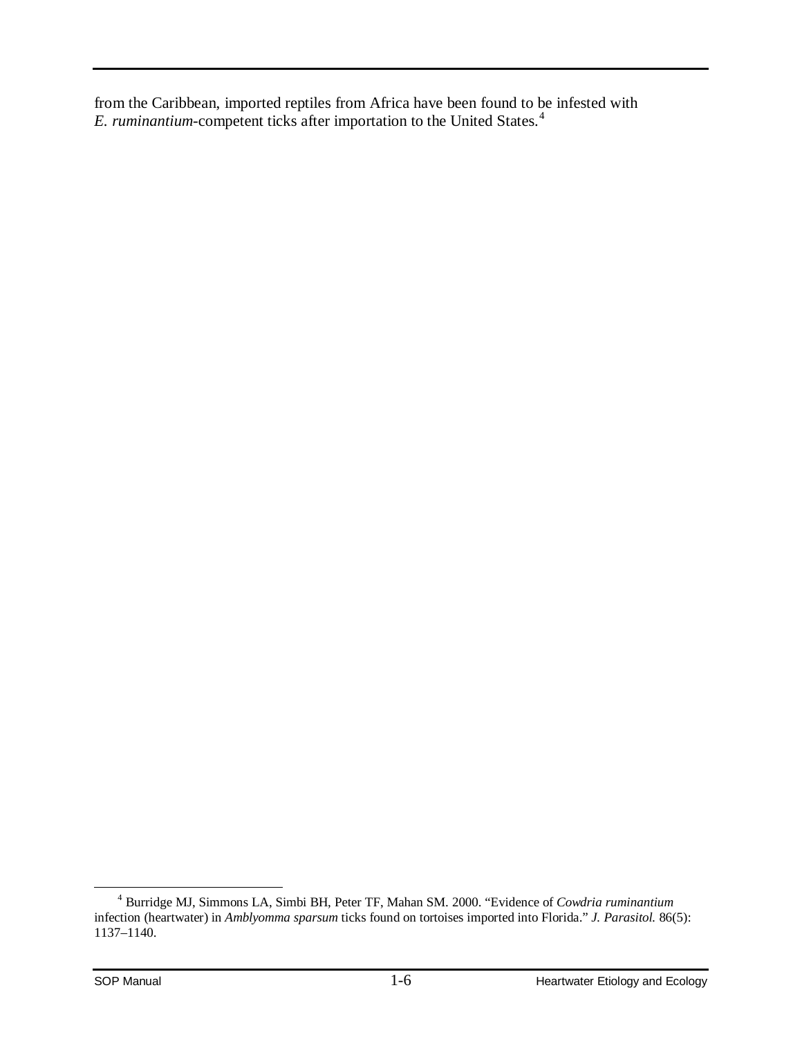from the Caribbean, imported reptiles from Africa have been found to be infested with *E. ruminantium*-competent ticks after importation to the United States.[4]

[4] Burridge MJ, Simmons LA, Simbi BH, Peter TF, Mahan SM. 2000. "Evidence of *Cowdria ruminantium* infection (heartwater) in *Amblyomma sparsum* ticks found on tortoises imported into Florida." *J. Parasitol.* 86(5): 1137–1140.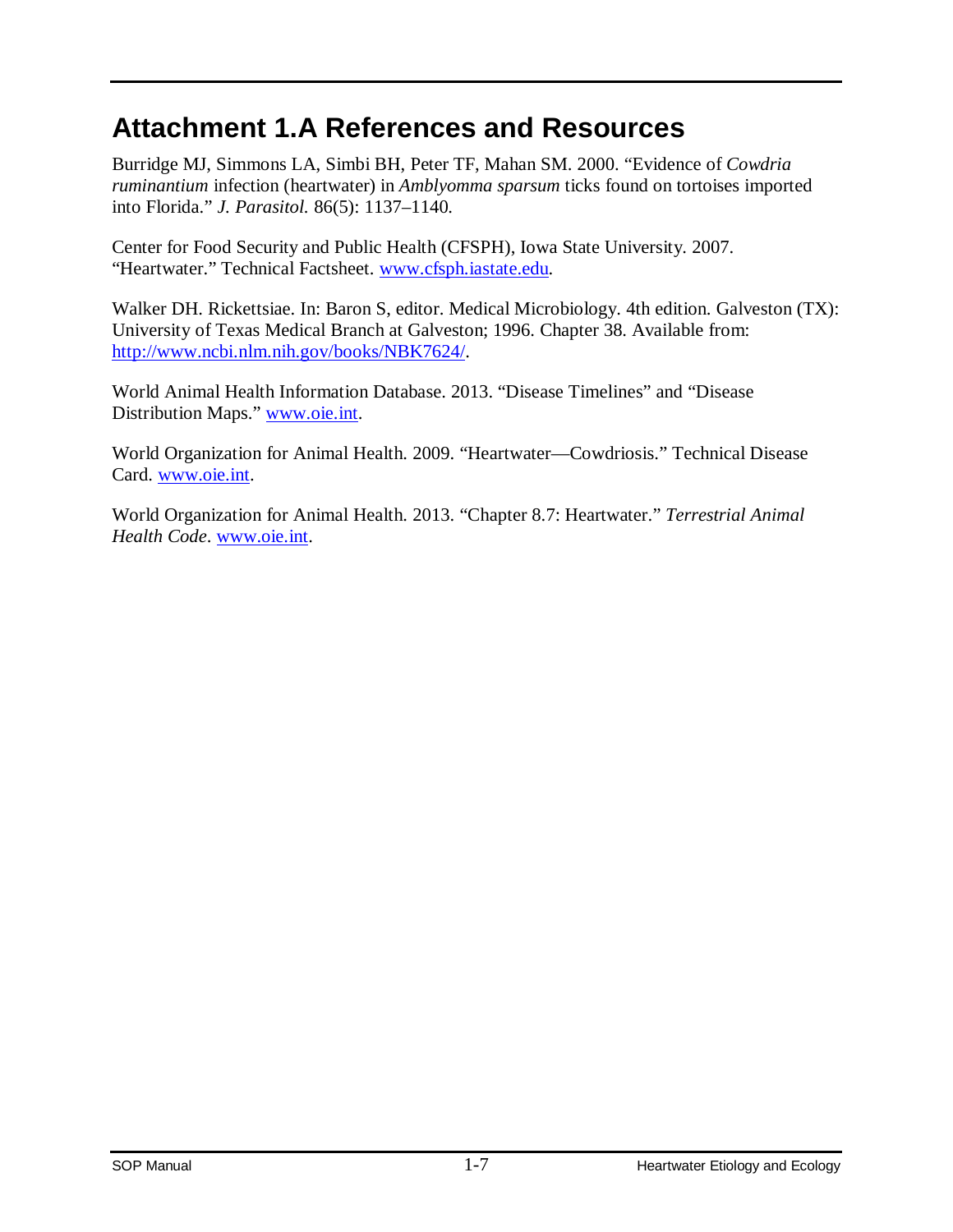# Attachment 1.A References and Resources

Burridge MJ, Simmons LA, Simbi BH, Peter TF, Mahan SM. 2000. "Evidence of *Cowdria ruminantium* infection (heartwater) in *Amblyomma sparsum* ticks found on tortoises imported into Florida." *J. Parasitol.* 86(5): 1137–1140.

Center for Food Security and Public Health (CFSPH), Iowa State University. 2007. "Heartwater." Technical Factsheet. www.cfsph.iastate.edu.

Walker DH. Rickettsiae. In: Baron S, editor. Medical Microbiology. 4th edition. Galveston (TX): University of Texas Medical Branch at Galveston; 1996. Chapter 38. Available from: http://www.ncbi.nlm.nih.gov/books/NBK7624/.

World Animal Health Information Database. 2013. "Disease Timelines" and "Disease Distribution Maps." www.oie.int.

World Organization for Animal Health. 2009. "Heartwater—Cowdriosis." Technical Disease Card. www.oie.int.

World Organization for Animal Health. 2013. "Chapter 8.7: Heartwater." *Terrestrial Animal Health Code*. www.oie.int.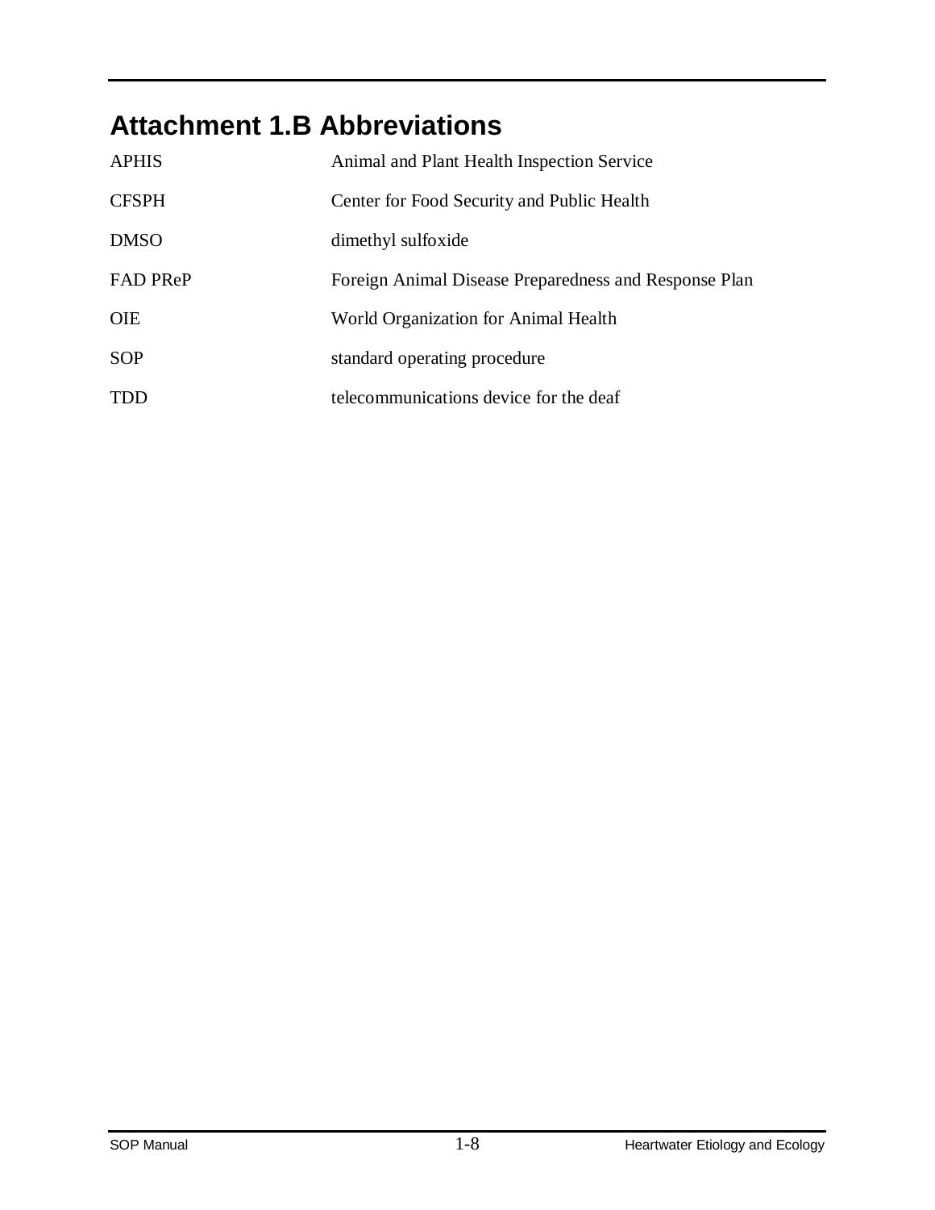# Attachment 1.B Abbreviations

| | |
|---|---|
| APHIS | Animal and Plant Health Inspection Service |
| CFSPH | Center for Food Security and Public Health |
| DMSO | dimethyl sulfoxide |
| FAD PReP | Foreign Animal Disease Preparedness and Response Plan |
| OIE | World Organization for Animal Health |
| SOP | standard operating procedure |
| TDD | telecommunications device for the deaf |